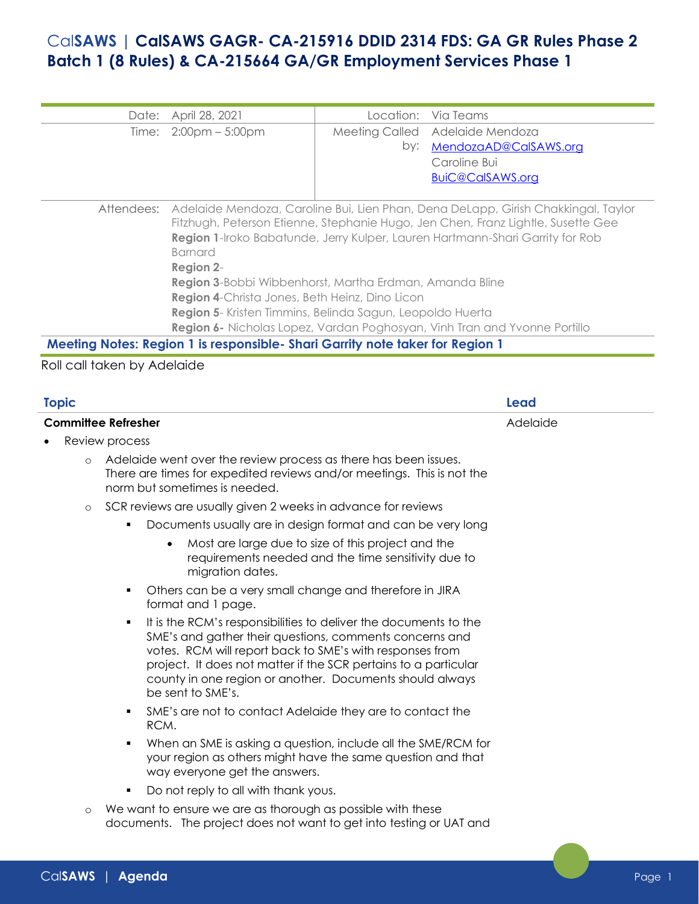# CalSAWS | CalSAWS GAGR- CA-215916 DDID 2314 FDS: GA GR Rules Phase 2 Batch 1 (8 Rules) & CA-215664 GA/GR Employment Services Phase 1

| | | | |
|---|---|---|---|
| Date: | April 28, 2021 | Location: | Via Teams |
| Time: | 2:00pm – 5:00pm | Meeting Called by: | Adelaide Mendoza MendozaAD@CalSAWS.org Caroline Bui BuiC@CalSAWS.org |

Attendees: Adelaide Mendoza, Caroline Bui, Lien Phan, Dena DeLapp, Girish Chakkingal, Taylor Fitzhugh, Peterson Etienne, Stephanie Hugo, Jen Chen, Franz Lightle, Susette Gee
**Region 1**-Iroko Babatunde, Jerry Kulper, Lauren Hartmann-Shari Garrity for Rob Barnard
**Region 2**-
**Region 3**-Bobbi Wibbenhorst, Martha Erdman, Amanda Bline
**Region 4**-Christa Jones, Beth Heinz, Dino Licon
**Region 5**- Kristen Timmins, Belinda Sagun, Leopoldo Huerta
**Region 6-** Nicholas Lopez, Vardan Poghosyan, Vinh Tran and Yvonne Portillo

**Meeting Notes: Region 1 is responsible- Shari Garrity note taker for Region 1**

Roll call taken by Adelaide

| Topic | Lead |
|---|---|
| **Committee Refresher** | Adelaide |

- Review process
  - Adelaide went over the review process as there has been issues. There are times for expedited reviews and/or meetings. This is not the norm but sometimes is needed.
  - SCR reviews are usually given 2 weeks in advance for reviews
    - Documents usually are in design format and can be very long
      - Most are large due to size of this project and the requirements needed and the time sensitivity due to migration dates.
    - Others can be a very small change and therefore in JIRA format and 1 page.
    - It is the RCM's responsibilities to deliver the documents to the SME's and gather their questions, comments concerns and votes. RCM will report back to SME's with responses from project. It does not matter if the SCR pertains to a particular county in one region or another. Documents should always be sent to SME's.
    - SME's are not to contact Adelaide they are to contact the RCM.
    - When an SME is asking a question, include all the SME/RCM for your region as others might have the same question and that way everyone get the answers.
    - Do not reply to all with thank yous.
  - We want to ensure we are as thorough as possible with these documents. The project does not want to get into testing or UAT and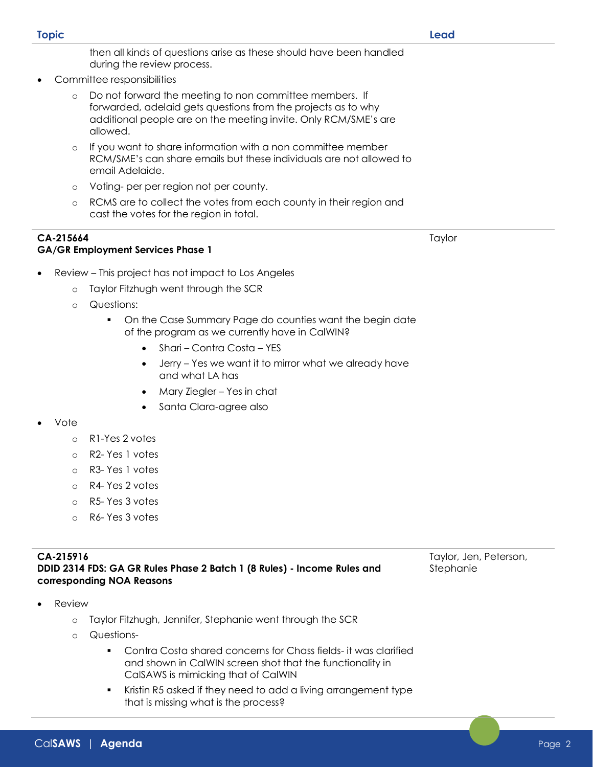| Topic | Lead |
| --- | --- |

then all kinds of questions arise as these should have been handled during the review process.

- Committee responsibilities
    - Do not forward the meeting to non committee members. If forwarded, adelaid gets questions from the projects as to why additional people are on the meeting invite. Only RCM/SME's are allowed.
    - If you want to share information with a non committee member RCM/SME's can share emails but these individuals are not allowed to email Adelaide.
    - Voting- per per region not per county.
    - RCMS are to collect the votes from each county in their region and cast the votes for the region in total.

---

**CA-215664**
**GA/GR Employment Services Phase 1**

Lead: Taylor

- Review – This project has not impact to Los Angeles
    - Taylor Fitzhugh went through the SCR
    - Questions:
        - On the Case Summary Page do counties want the begin date of the program as we currently have in CalWIN?
            - Shari – Contra Costa – YES
            - Jerry – Yes we want it to mirror what we already have and what LA has
            - Mary Ziegler – Yes in chat
            - Santa Clara-agree also
- Vote
    - R1-Yes 2 votes
    - R2- Yes 1 votes
    - R3- Yes 1 votes
    - R4- Yes 2 votes
    - R5- Yes 3 votes
    - R6- Yes 3 votes

---

**CA-215916**
**DDID 2314 FDS: GA GR Rules Phase 2 Batch 1 (8 Rules) - Income Rules and corresponding NOA Reasons**

Lead: Taylor, Jen, Peterson, Stephanie

- Review
    - Taylor Fitzhugh, Jennifer, Stephanie went through the SCR
    - Questions-
        - Contra Costa shared concerns for Chass fields- it was clarified and shown in CalWIN screen shot that the functionality in CalSAWS is mimicking that of CalWIN
        - Kristin R5 asked if they need to add a living arrangement type that is missing what is the process?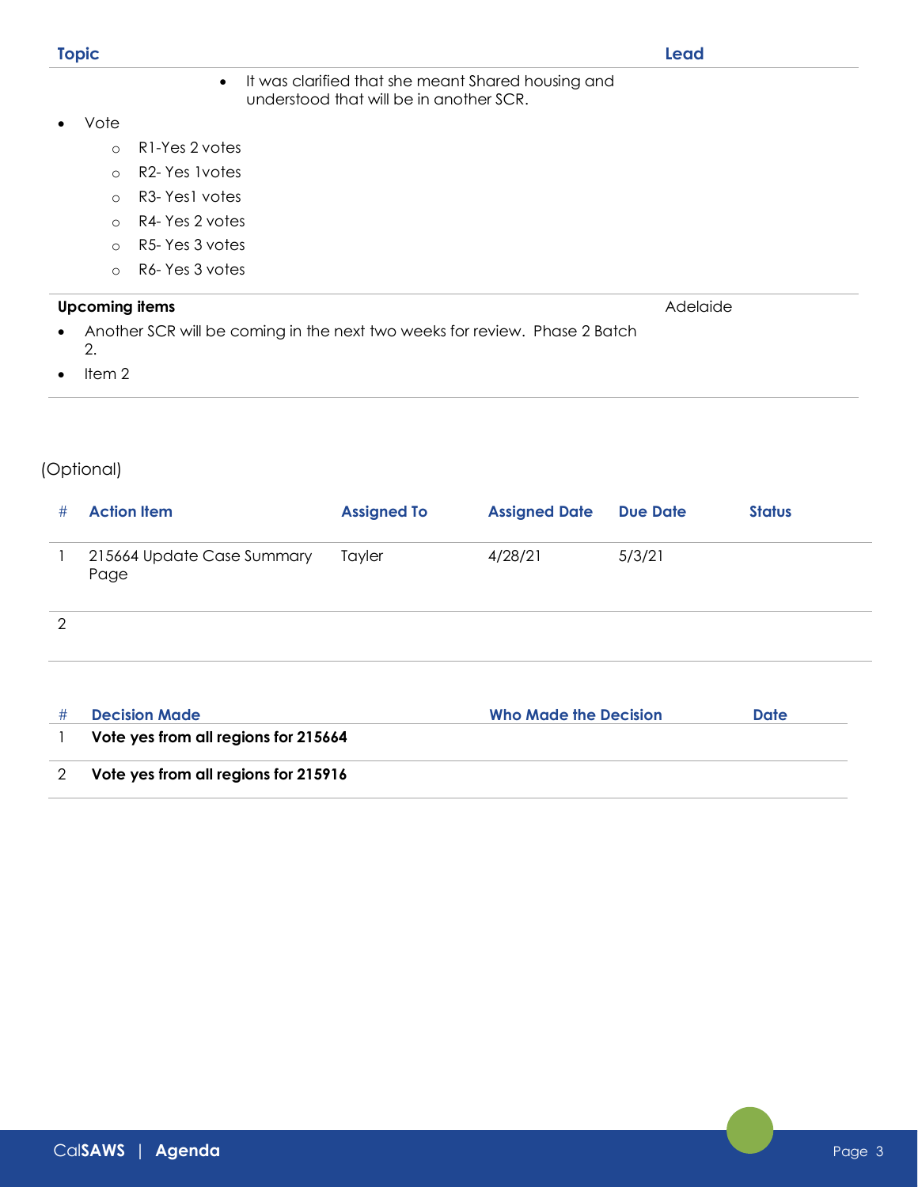| Topic | Lead |
|---|---|

- It was clarified that she meant Shared housing and understood that will be in another SCR.

- Vote
  - R1-Yes 2 votes
  - R2- Yes 1votes
  - R3- Yes1 votes
  - R4- Yes 2 votes
  - R5- Yes 3 votes
  - R6- Yes 3 votes

| **Upcoming items** | Adelaide |
|---|---|

- Another SCR will be coming in the next two weeks for review. Phase 2 Batch 2.
- Item 2

(Optional)

| # | Action Item | Assigned To | Assigned Date | Due Date | Status |
|---|---|---|---|---|---|
| 1 | 215664 Update Case Summary Page | Tayler | 4/28/21 | 5/3/21 | |
| 2 | | | | | |

| # | Decision Made | Who Made the Decision | Date |
|---|---|---|---|
| 1 | **Vote yes from all regions for 215664** | | |
| 2 | **Vote yes from all regions for 215916** | | |